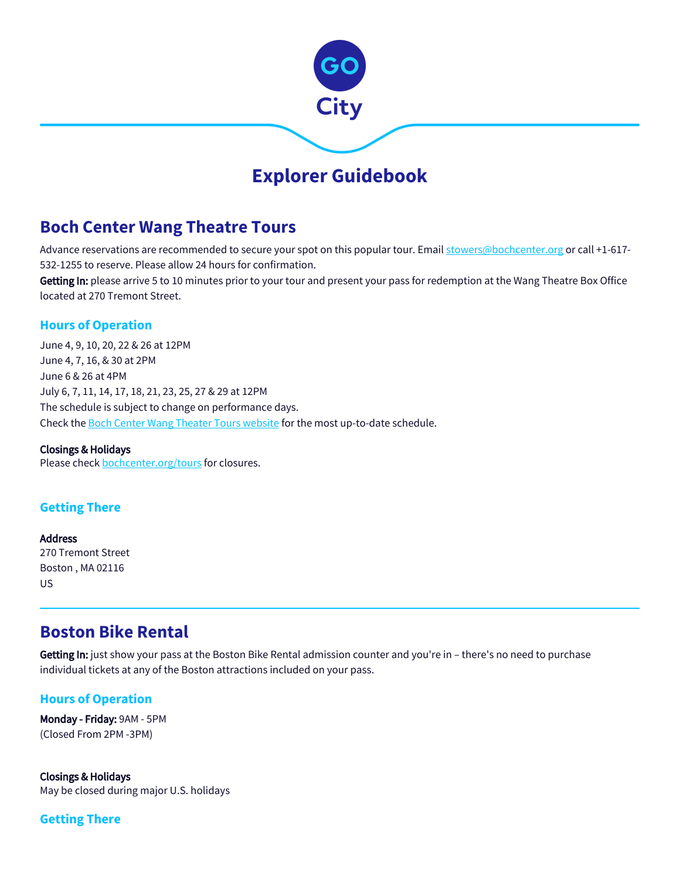# Explorer Guidebook

## Boch Center Wang Theatre Tours

Advance reservations are recommended to secure your spot on this popular tour. Email stowers@bochcenter.org or call +1-617-532-1255 to reserve. Please allow 24 hours for confirmation.

**Getting In:** please arrive 5 to 10 minutes prior to your tour and present your pass for redemption at the Wang Theatre Box Office located at 270 Tremont Street.

### Hours of Operation

June 4, 9, 10, 20, 22 & 26 at 12PM
June 4, 7, 16, & 30 at 2PM
June 6 & 26 at 4PM
July 6, 7, 11, 14, 17, 18, 21, 23, 25, 27 & 29 at 12PM
The schedule is subject to change on performance days.
Check the Boch Center Wang Theater Tours website for the most up-to-date schedule.

**Closings & Holidays**
Please check bochcenter.org/tours for closures.

### Getting There

**Address**
270 Tremont Street
Boston , MA 02116
US

## Boston Bike Rental

**Getting In:** just show your pass at the Boston Bike Rental admission counter and you're in – there's no need to purchase individual tickets at any of the Boston attractions included on your pass.

### Hours of Operation

**Monday - Friday:** 9AM - 5PM
(Closed From 2PM -3PM)

**Closings & Holidays**
May be closed during major U.S. holidays

### Getting There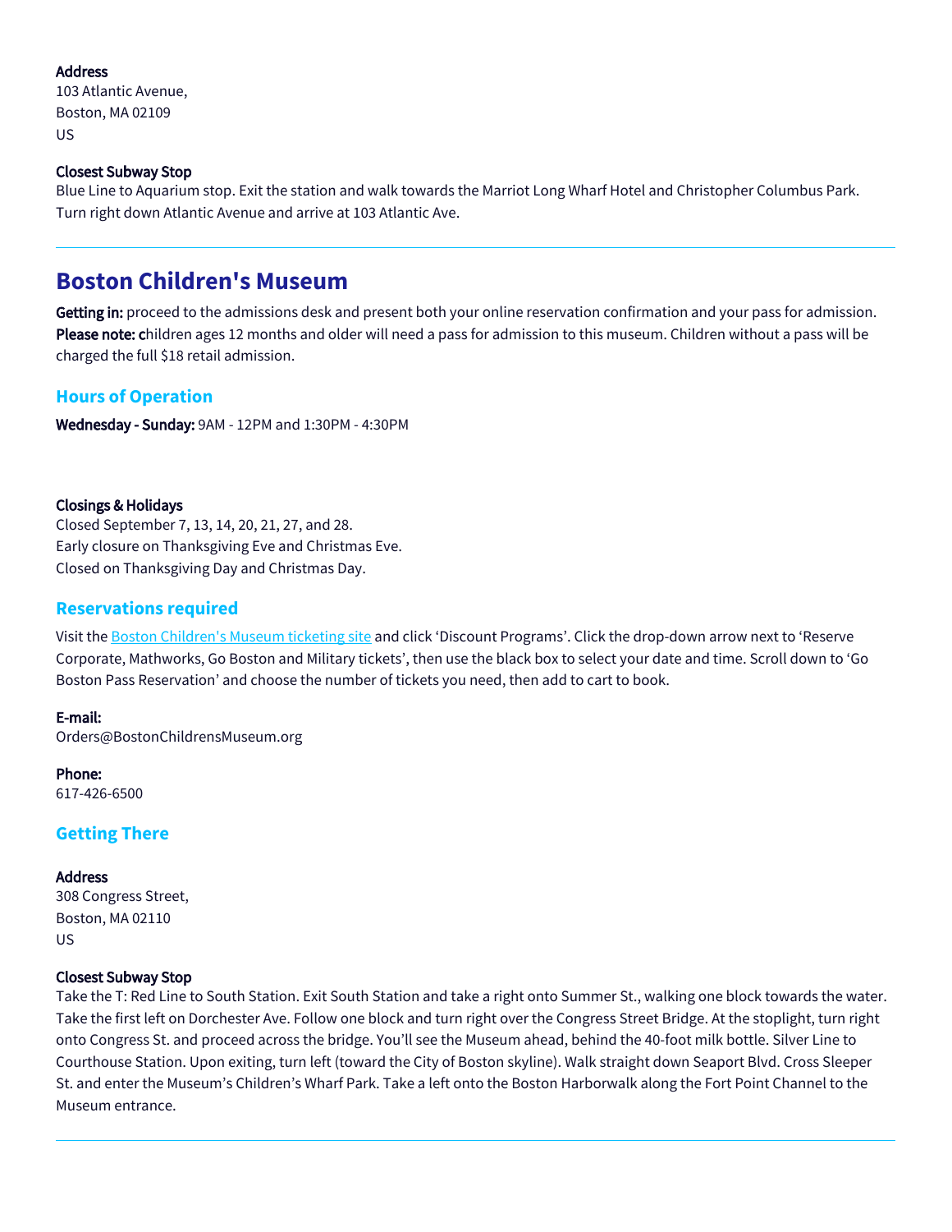**Address**
103 Atlantic Avenue,
Boston, MA 02109
US

**Closest Subway Stop**
Blue Line to Aquarium stop. Exit the station and walk towards the Marriot Long Wharf Hotel and Christopher Columbus Park. Turn right down Atlantic Avenue and arrive at 103 Atlantic Ave.

---

## Boston Children's Museum

**Getting in:** proceed to the admissions desk and present both your online reservation confirmation and your pass for admission. **Please note: c**hildren ages 12 months and older will need a pass for admission to this museum. Children without a pass will be charged the full $18 retail admission.

### Hours of Operation

**Wednesday - Sunday:** 9AM - 12PM and 1:30PM - 4:30PM

**Closings & Holidays**
Closed September 7, 13, 14, 20, 21, 27, and 28.
Early closure on Thanksgiving Eve and Christmas Eve.
Closed on Thanksgiving Day and Christmas Day.

### Reservations required

Visit the Boston Children's Museum ticketing site and click 'Discount Programs'. Click the drop-down arrow next to 'Reserve Corporate, Mathworks, Go Boston and Military tickets', then use the black box to select your date and time. Scroll down to 'Go Boston Pass Reservation' and choose the number of tickets you need, then add to cart to book.

**E-mail:**
Orders@BostonChildrensMuseum.org

**Phone:**
617-426-6500

### Getting There

**Address**
308 Congress Street,
Boston, MA 02110
US

**Closest Subway Stop**
Take the T: Red Line to South Station. Exit South Station and take a right onto Summer St., walking one block towards the water. Take the first left on Dorchester Ave. Follow one block and turn right over the Congress Street Bridge. At the stoplight, turn right onto Congress St. and proceed across the bridge. You'll see the Museum ahead, behind the 40-foot milk bottle. Silver Line to Courthouse Station. Upon exiting, turn left (toward the City of Boston skyline). Walk straight down Seaport Blvd. Cross Sleeper St. and enter the Museum's Children's Wharf Park. Take a left onto the Boston Harborwalk along the Fort Point Channel to the Museum entrance.

---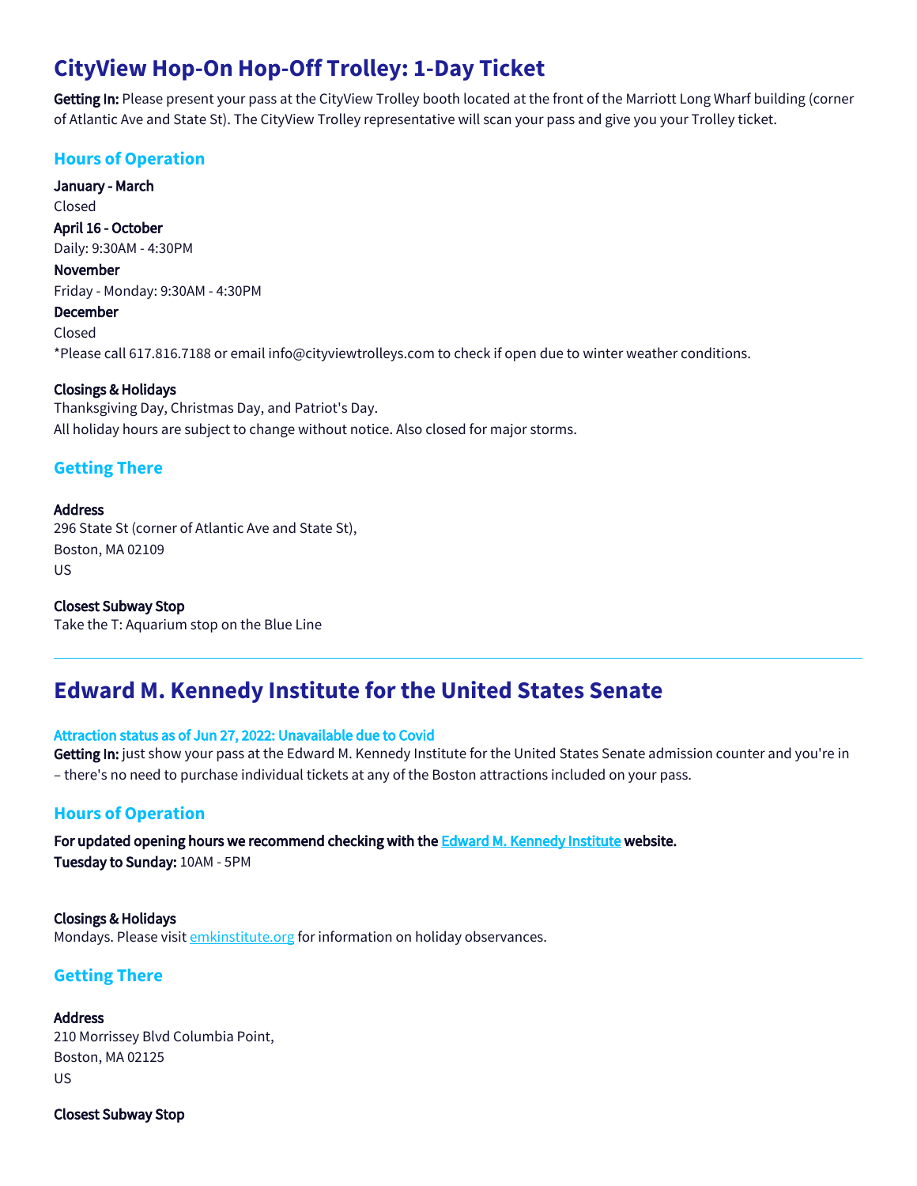## CityView Hop-On Hop-Off Trolley: 1-Day Ticket

**Getting In:** Please present your pass at the CityView Trolley booth located at the front of the Marriott Long Wharf building (corner of Atlantic Ave and State St). The CityView Trolley representative will scan your pass and give you your Trolley ticket.

### Hours of Operation

**January - March**
Closed
**April 16 - October**
Daily: 9:30AM - 4:30PM
**November**
Friday - Monday: 9:30AM - 4:30PM
**December**
Closed
*Please call 617.816.7188 or email info@cityviewtrolleys.com to check if open due to winter weather conditions.

**Closings & Holidays**
Thanksgiving Day, Christmas Day, and Patriot's Day.
All holiday hours are subject to change without notice. Also closed for major storms.

### Getting There

**Address**
296 State St (corner of Atlantic Ave and State St),
Boston, MA 02109
US

**Closest Subway Stop**
Take the T: Aquarium stop on the Blue Line

---

## Edward M. Kennedy Institute for the United States Senate

#### Attraction status as of Jun 27, 2022: Unavailable due to Covid

**Getting In:** just show your pass at the Edward M. Kennedy Institute for the United States Senate admission counter and you're in – there's no need to purchase individual tickets at any of the Boston attractions included on your pass.

### Hours of Operation

**For updated opening hours we recommend checking with the Edward M. Kennedy Institute website.**
**Tuesday to Sunday:** 10AM - 5PM

**Closings & Holidays**
Mondays. Please visit emkinstitute.org for information on holiday observances.

### Getting There

**Address**
210 Morrissey Blvd Columbia Point,
Boston, MA 02125
US

**Closest Subway Stop**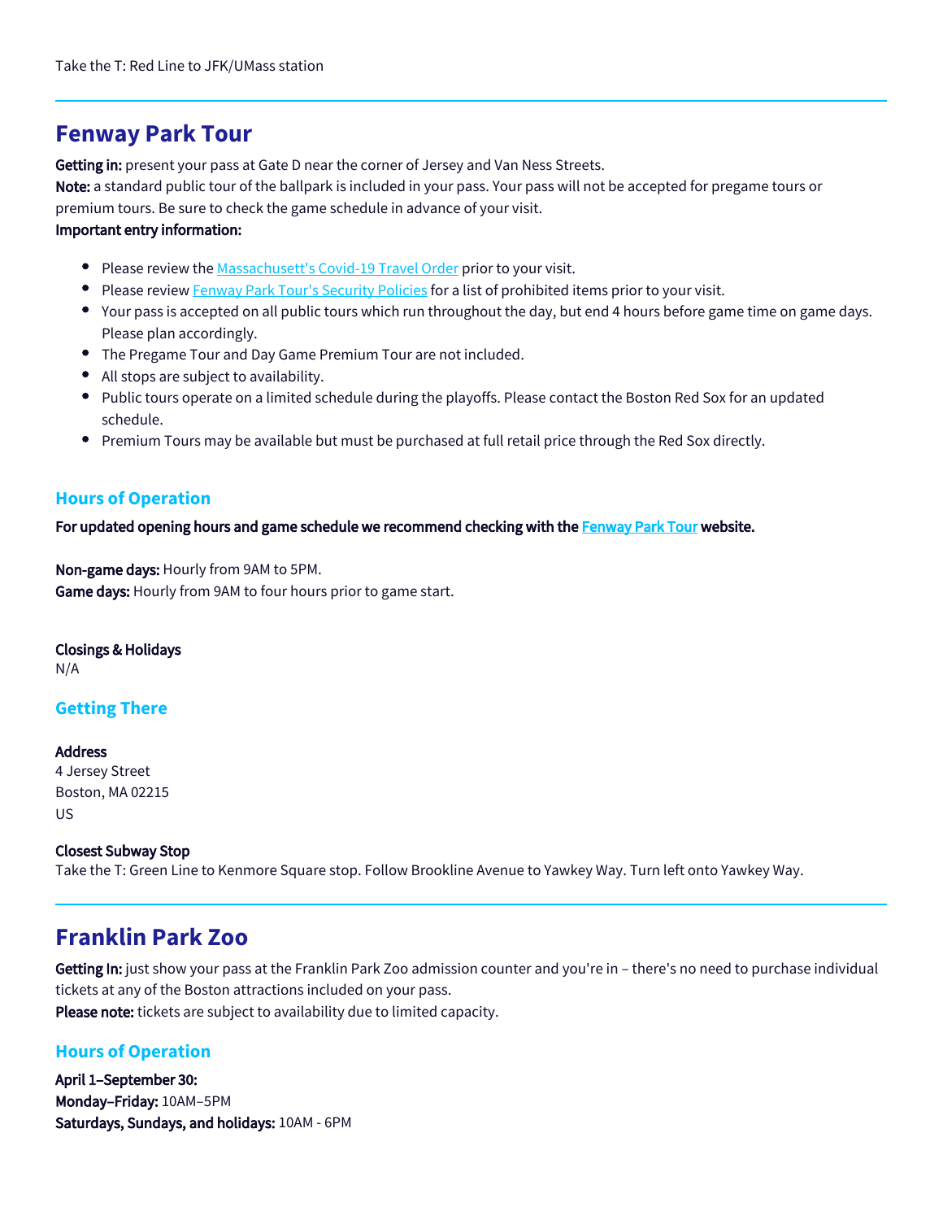Take the T: Red Line to JFK/UMass station

## Fenway Park Tour

**Getting in:** present your pass at Gate D near the corner of Jersey and Van Ness Streets.
**Note:** a standard public tour of the ballpark is included in your pass. Your pass will not be accepted for pregame tours or premium tours. Be sure to check the game schedule in advance of your visit.
**Important entry information:**

- Please review the Massachusett's Covid-19 Travel Order prior to your visit.
- Please review Fenway Park Tour's Security Policies for a list of prohibited items prior to your visit.
- Your pass is accepted on all public tours which run throughout the day, but end 4 hours before game time on game days. Please plan accordingly.
- The Pregame Tour and Day Game Premium Tour are not included.
- All stops are subject to availability.
- Public tours operate on a limited schedule during the playoffs. Please contact the Boston Red Sox for an updated schedule.
- Premium Tours may be available but must be purchased at full retail price through the Red Sox directly.

### Hours of Operation

**For updated opening hours and game schedule we recommend checking with the Fenway Park Tour website.**

**Non-game days:** Hourly from 9AM to 5PM.
**Game days:** Hourly from 9AM to four hours prior to game start.

**Closings & Holidays**
N/A

### Getting There

**Address**
4 Jersey Street
Boston, MA 02215
US

**Closest Subway Stop**
Take the T: Green Line to Kenmore Square stop. Follow Brookline Avenue to Yawkey Way. Turn left onto Yawkey Way.

## Franklin Park Zoo

**Getting In:** just show your pass at the Franklin Park Zoo admission counter and you're in – there's no need to purchase individual tickets at any of the Boston attractions included on your pass.
**Please note:** tickets are subject to availability due to limited capacity.

### Hours of Operation

**April 1–September 30:**
**Monday–Friday:** 10AM–5PM
**Saturdays, Sundays, and holidays:** 10AM - 6PM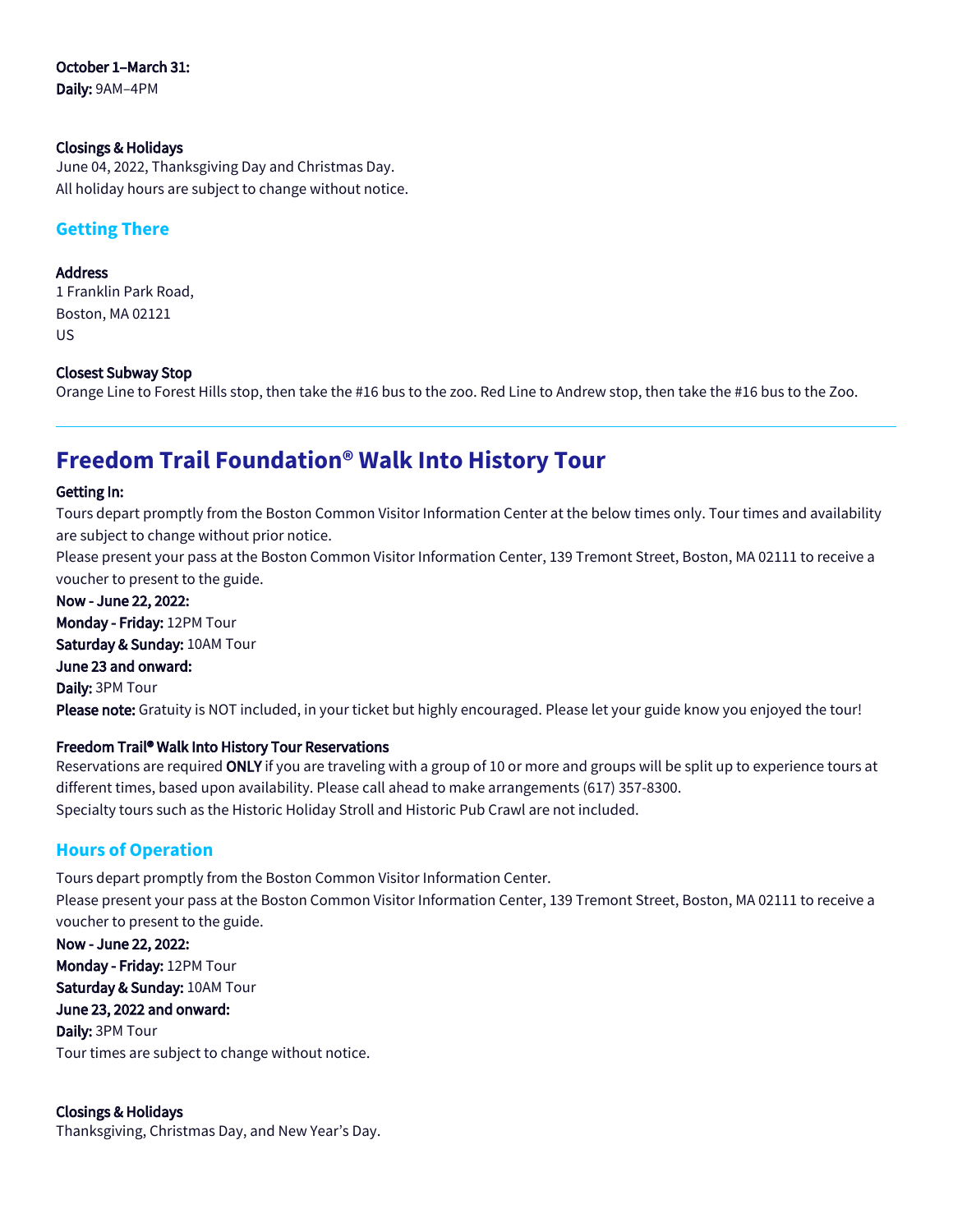**October 1–March 31:**
**Daily:** 9AM–4PM

**Closings & Holidays**
June 04, 2022, Thanksgiving Day and Christmas Day.
All holiday hours are subject to change without notice.

### Getting There

**Address**
1 Franklin Park Road,
Boston, MA 02121
US

**Closest Subway Stop**
Orange Line to Forest Hills stop, then take the #16 bus to the zoo. Red Line to Andrew stop, then take the #16 bus to the Zoo.

---

## Freedom Trail Foundation® Walk Into History Tour

**Getting In:**
Tours depart promptly from the Boston Common Visitor Information Center at the below times only. Tour times and availability are subject to change without prior notice.
Please present your pass at the Boston Common Visitor Information Center, 139 Tremont Street, Boston, MA 02111 to receive a voucher to present to the guide.
**Now - June 22, 2022:**
**Monday - Friday:** 12PM Tour
**Saturday & Sunday:** 10AM Tour
**June 23 and onward:**
**Daily:** 3PM Tour
**Please note:** Gratuity is NOT included, in your ticket but highly encouraged. Please let your guide know you enjoyed the tour!

**Freedom Trail® Walk Into History Tour Reservations**
Reservations are required **ONLY** if you are traveling with a group of 10 or more and groups will be split up to experience tours at different times, based upon availability. Please call ahead to make arrangements (617) 357-8300.
Specialty tours such as the Historic Holiday Stroll and Historic Pub Crawl are not included.

### Hours of Operation

Tours depart promptly from the Boston Common Visitor Information Center.
Please present your pass at the Boston Common Visitor Information Center, 139 Tremont Street, Boston, MA 02111 to receive a voucher to present to the guide.
**Now - June 22, 2022:**
**Monday - Friday:** 12PM Tour
**Saturday & Sunday:** 10AM Tour
**June 23, 2022 and onward:**
**Daily:** 3PM Tour
Tour times are subject to change without notice.

**Closings & Holidays**
Thanksgiving, Christmas Day, and New Year's Day.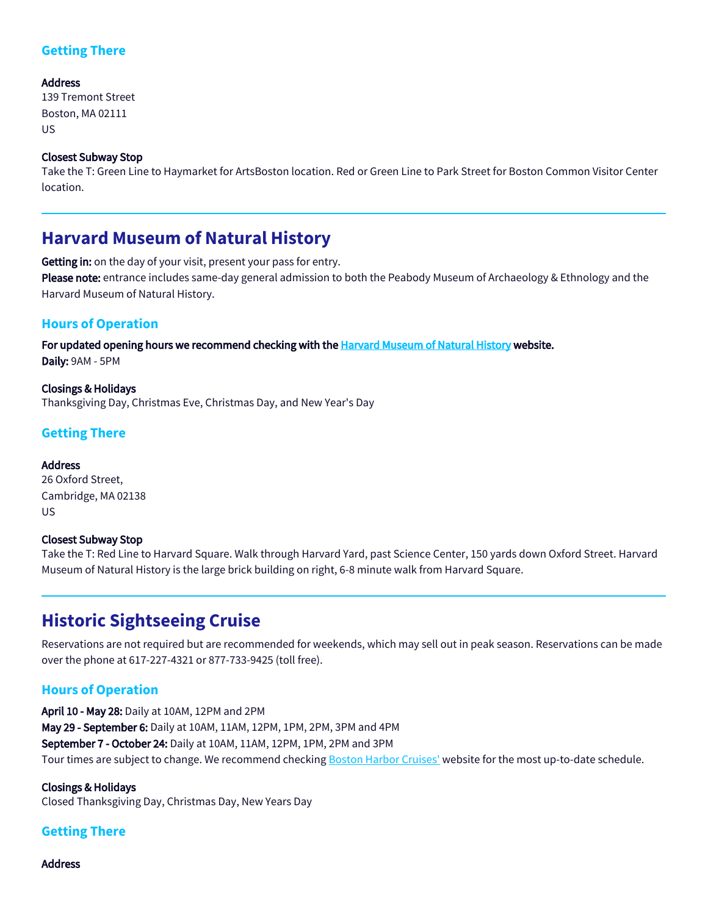### Getting There

**Address**
139 Tremont Street
Boston, MA 02111
US

**Closest Subway Stop**
Take the T: Green Line to Haymarket for ArtsBoston location. Red or Green Line to Park Street for Boston Common Visitor Center location.

---

## Harvard Museum of Natural History

**Getting in:** on the day of your visit, present your pass for entry.
**Please note:** entrance includes same-day general admission to both the Peabody Museum of Archaeology & Ethnology and the Harvard Museum of Natural History.

### Hours of Operation

**For updated opening hours we recommend checking with the Harvard Museum of Natural History website.**
**Daily:** 9AM - 5PM

**Closings & Holidays**
Thanksgiving Day, Christmas Eve, Christmas Day, and New Year's Day

### Getting There

**Address**
26 Oxford Street,
Cambridge, MA 02138
US

**Closest Subway Stop**
Take the T: Red Line to Harvard Square. Walk through Harvard Yard, past Science Center, 150 yards down Oxford Street. Harvard Museum of Natural History is the large brick building on right, 6-8 minute walk from Harvard Square.

---

## Historic Sightseeing Cruise

Reservations are not required but are recommended for weekends, which may sell out in peak season. Reservations can be made over the phone at 617-227-4321 or 877-733-9425 (toll free).

### Hours of Operation

**April 10 - May 28:** Daily at 10AM, 12PM and 2PM
**May 29 - September 6:** Daily at 10AM, 11AM, 12PM, 1PM, 2PM, 3PM and 4PM
**September 7 - October 24:** Daily at 10AM, 11AM, 12PM, 1PM, 2PM and 3PM
Tour times are subject to change. We recommend checking Boston Harbor Cruises' website for the most up-to-date schedule.

**Closings & Holidays**
Closed Thanksgiving Day, Christmas Day, New Years Day

### Getting There

**Address**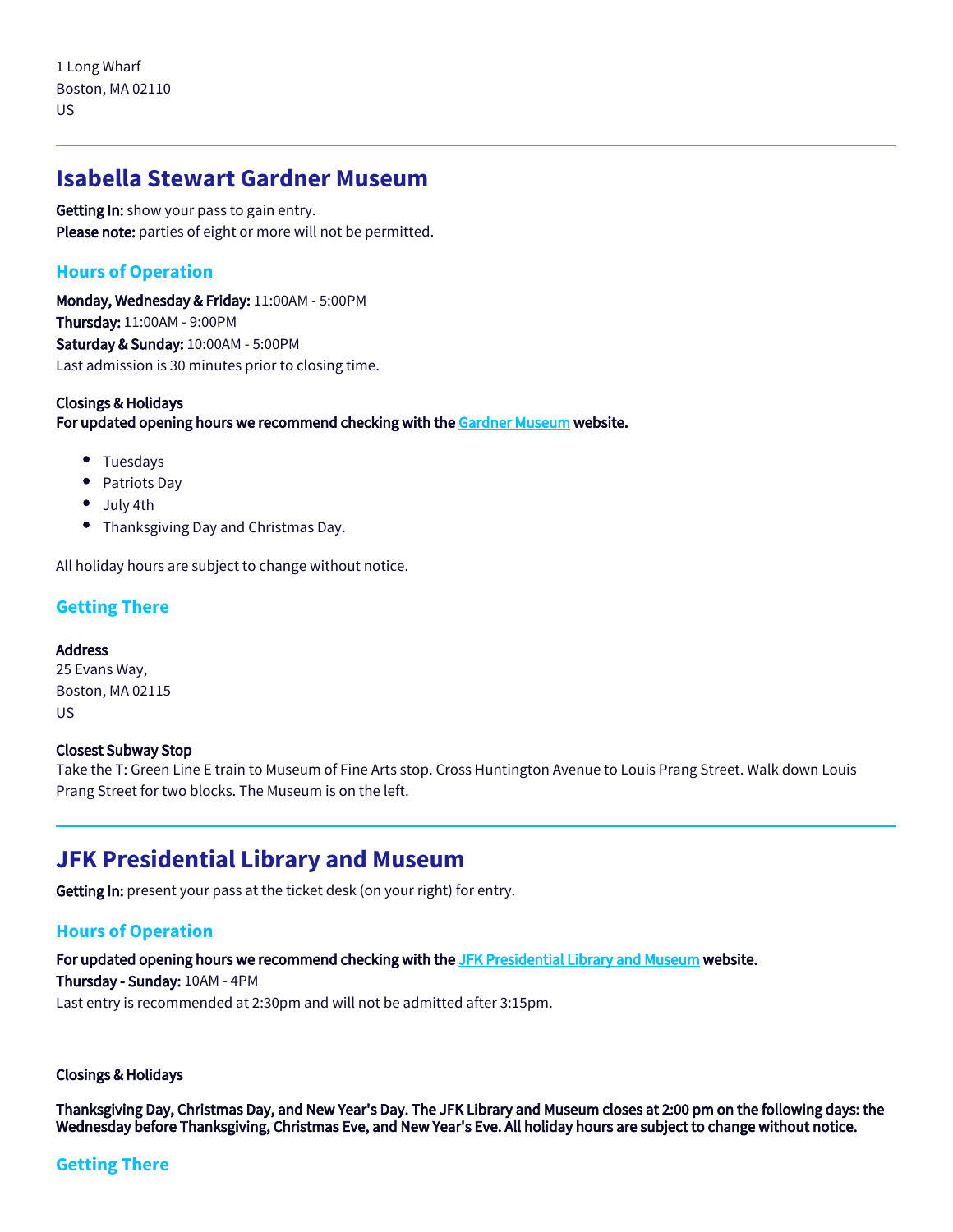1 Long Wharf
Boston, MA 02110
US

---

## Isabella Stewart Gardner Museum

**Getting In:** show your pass to gain entry.
**Please note:** parties of eight or more will not be permitted.

### Hours of Operation

**Monday, Wednesday & Friday:** 11:00AM - 5:00PM
**Thursday:** 11:00AM - 9:00PM
**Saturday & Sunday:** 10:00AM - 5:00PM
Last admission is 30 minutes prior to closing time.

**Closings & Holidays**
**For updated opening hours we recommend checking with the [Gardner Museum] website.**

- Tuesdays
- Patriots Day
- July 4th
- Thanksgiving Day and Christmas Day.

All holiday hours are subject to change without notice.

### Getting There

**Address**
25 Evans Way,
Boston, MA 02115
US

**Closest Subway Stop**
Take the T: Green Line E train to Museum of Fine Arts stop. Cross Huntington Avenue to Louis Prang Street. Walk down Louis Prang Street for two blocks. The Museum is on the left.

---

## JFK Presidential Library and Museum

**Getting In:** present your pass at the ticket desk (on your right) for entry.

### Hours of Operation

**For updated opening hours we recommend checking with the [JFK Presidential Library and Museum] website.**
**Thursday - Sunday:** 10AM - 4PM
Last entry is recommended at 2:30pm and will not be admitted after 3:15pm.

**Closings & Holidays**

**Thanksgiving Day, Christmas Day, and New Year's Day. The JFK Library and Museum closes at 2:00 pm on the following days: the Wednesday before Thanksgiving, Christmas Eve, and New Year's Eve. All holiday hours are subject to change without notice.**

### Getting There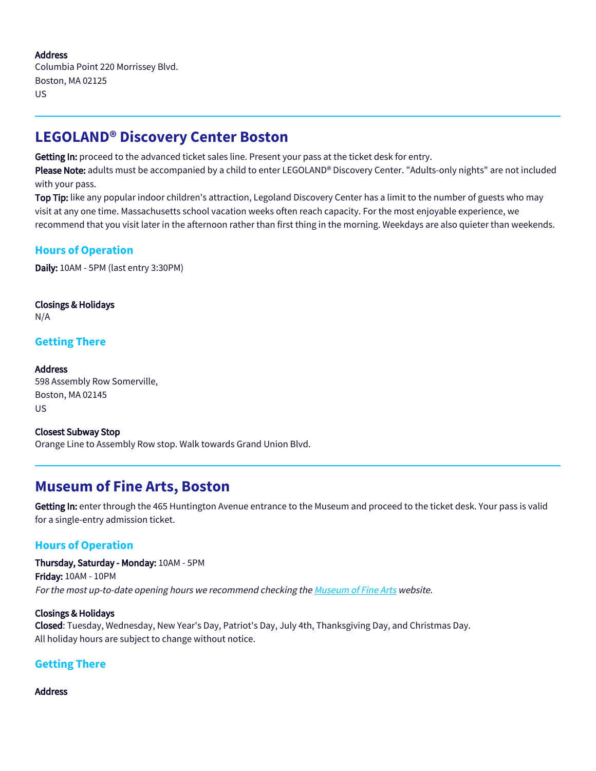**Address**
Columbia Point 220 Morrissey Blvd.
Boston, MA 02125
US

---

## LEGOLAND® Discovery Center Boston

**Getting In:** proceed to the advanced ticket sales line. Present your pass at the ticket desk for entry.
**Please Note:** adults must be accompanied by a child to enter LEGOLAND® Discovery Center. "Adults-only nights" are not included with your pass.
**Top Tip:** like any popular indoor children's attraction, Legoland Discovery Center has a limit to the number of guests who may visit at any one time. Massachusetts school vacation weeks often reach capacity. For the most enjoyable experience, we recommend that you visit later in the afternoon rather than first thing in the morning. Weekdays are also quieter than weekends.

### Hours of Operation

**Daily:** 10AM - 5PM (last entry 3:30PM)

**Closings & Holidays**
N/A

### Getting There

**Address**
598 Assembly Row Somerville,
Boston, MA 02145
US

**Closest Subway Stop**
Orange Line to Assembly Row stop. Walk towards Grand Union Blvd.

---

## Museum of Fine Arts, Boston

**Getting In:** enter through the 465 Huntington Avenue entrance to the Museum and proceed to the ticket desk. Your pass is valid for a single-entry admission ticket.

### Hours of Operation

**Thursday, Saturday - Monday:** 10AM - 5PM
**Friday:** 10AM - 10PM
*For the most up-to-date opening hours we recommend checking the Museum of Fine Arts website.*

**Closings & Holidays**
**Closed**: Tuesday, Wednesday, New Year's Day, Patriot's Day, July 4th, Thanksgiving Day, and Christmas Day.
All holiday hours are subject to change without notice.

### Getting There

**Address**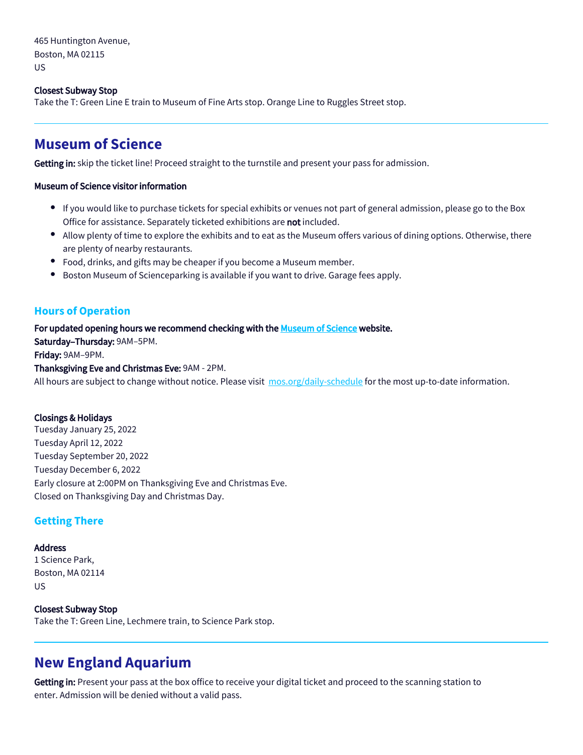465 Huntington Avenue,
Boston, MA 02115
US

**Closest Subway Stop**
Take the T: Green Line E train to Museum of Fine Arts stop. Orange Line to Ruggles Street stop.

---

## Museum of Science

**Getting in:** skip the ticket line! Proceed straight to the turnstile and present your pass for admission.

**Museum of Science visitor information**

- If you would like to purchase tickets for special exhibits or venues not part of general admission, please go to the Box Office for assistance. Separately ticketed exhibitions are **not** included.
- Allow plenty of time to explore the exhibits and to eat as the Museum offers various of dining options. Otherwise, there are plenty of nearby restaurants.
- Food, drinks, and gifts may be cheaper if you become a Museum member.
- Boston Museum of Scienceparking is available if you want to drive. Garage fees apply.

### Hours of Operation

**For updated opening hours we recommend checking with the [Museum of Science](https://www.mos.org) website.**
**Saturday–Thursday:** 9AM–5PM.
**Friday:** 9AM–9PM.
**Thanksgiving Eve and Christmas Eve:** 9AM - 2PM.
All hours are subject to change without notice. Please visit [mos.org/daily-schedule](https://mos.org/daily-schedule) for the most up-to-date information.

**Closings & Holidays**
Tuesday January 25, 2022
Tuesday April 12, 2022
Tuesday September 20, 2022
Tuesday December 6, 2022
Early closure at 2:00PM on Thanksgiving Eve and Christmas Eve.
Closed on Thanksgiving Day and Christmas Day.

### Getting There

**Address**
1 Science Park,
Boston, MA 02114
US

**Closest Subway Stop**
Take the T: Green Line, Lechmere train, to Science Park stop.

---

## New England Aquarium

**Getting in:** Present your pass at the box office to receive your digital ticket and proceed to the scanning station to enter. Admission will be denied without a valid pass.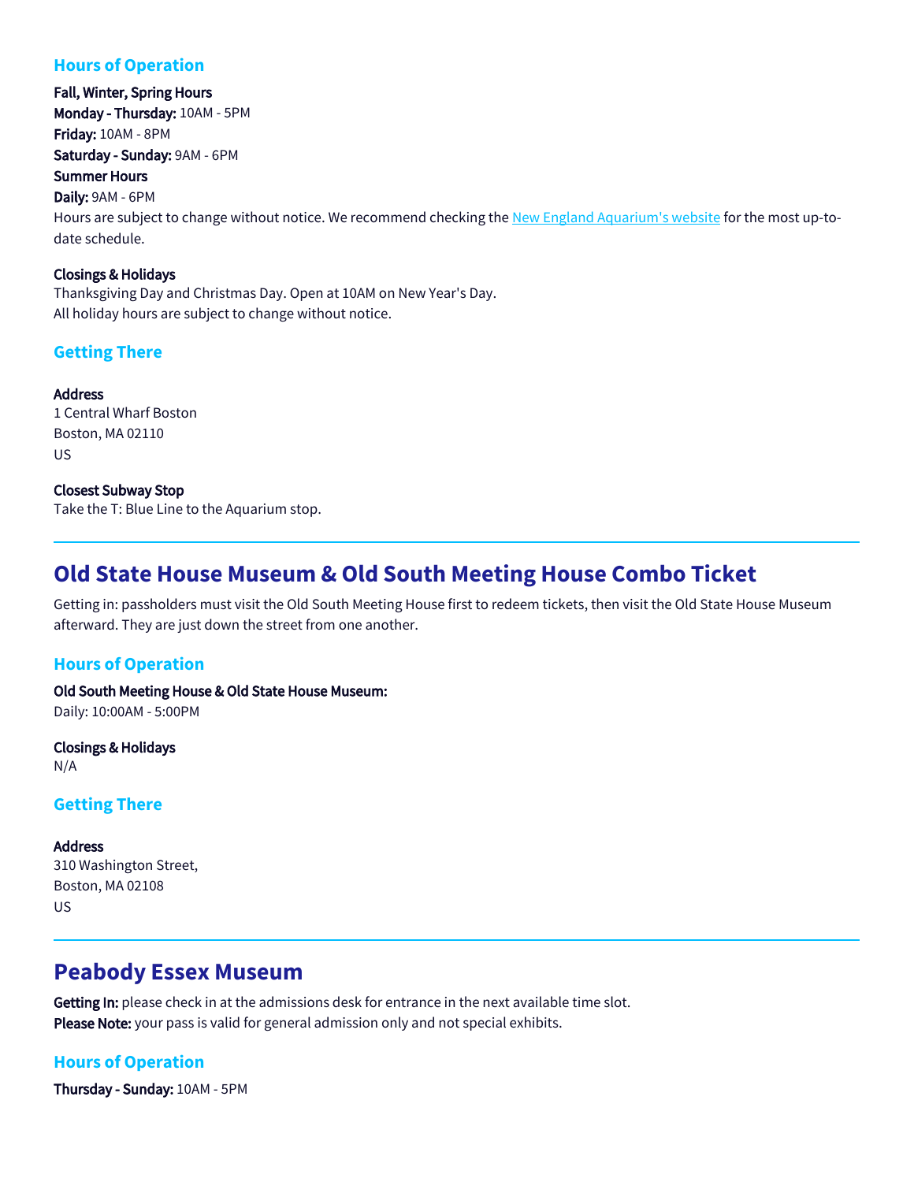### Hours of Operation

**Fall, Winter, Spring Hours**
**Monday - Thursday:** 10AM - 5PM
**Friday:** 10AM - 8PM
**Saturday - Sunday:** 9AM - 6PM
**Summer Hours**
**Daily:** 9AM - 6PM
Hours are subject to change without notice. We recommend checking the [New England Aquarium's website]() for the most up-to-date schedule.

**Closings & Holidays**
Thanksgiving Day and Christmas Day. Open at 10AM on New Year's Day.
All holiday hours are subject to change without notice.

### Getting There

**Address**
1 Central Wharf Boston
Boston, MA 02110
US

**Closest Subway Stop**
Take the T: Blue Line to the Aquarium stop.

---

## Old State House Museum & Old South Meeting House Combo Ticket

Getting in: passholders must visit the Old South Meeting House first to redeem tickets, then visit the Old State House Museum afterward. They are just down the street from one another.

### Hours of Operation

**Old South Meeting House & Old State House Museum:**
Daily: 10:00AM - 5:00PM

**Closings & Holidays**
N/A

### Getting There

**Address**
310 Washington Street,
Boston, MA 02108
US

---

## Peabody Essex Museum

**Getting In:** please check in at the admissions desk for entrance in the next available time slot.
**Please Note:** your pass is valid for general admission only and not special exhibits.

### Hours of Operation

**Thursday - Sunday:** 10AM - 5PM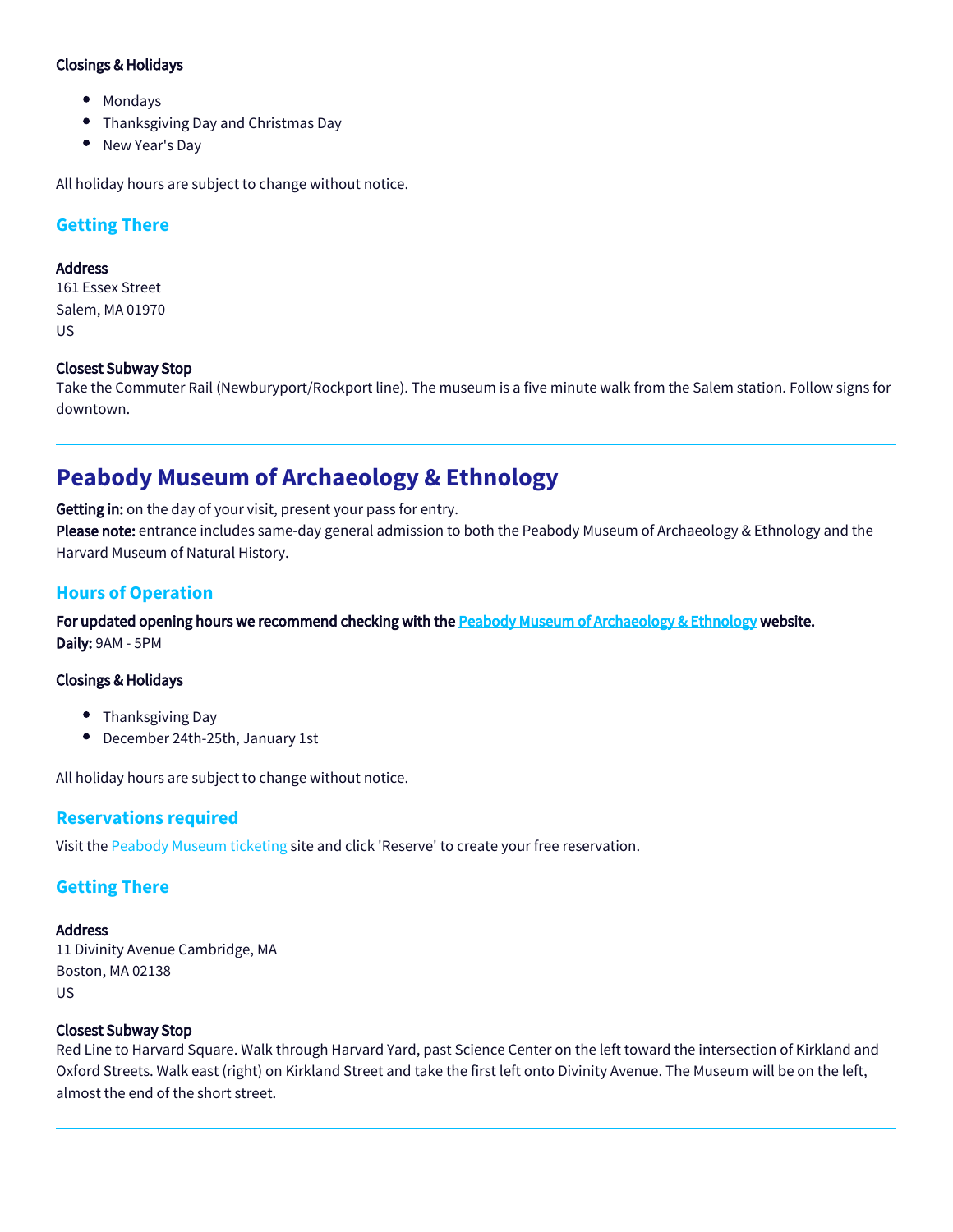**Closings & Holidays**

- Mondays
- Thanksgiving Day and Christmas Day
- New Year's Day

All holiday hours are subject to change without notice.

### Getting There

**Address**
161 Essex Street
Salem, MA 01970
US

**Closest Subway Stop**
Take the Commuter Rail (Newburyport/Rockport line). The museum is a five minute walk from the Salem station. Follow signs for downtown.

---

## Peabody Museum of Archaeology & Ethnology

**Getting in:** on the day of your visit, present your pass for entry.
**Please note:** entrance includes same-day general admission to both the Peabody Museum of Archaeology & Ethnology and the Harvard Museum of Natural History.

### Hours of Operation

**For updated opening hours we recommend checking with the Peabody Museum of Archaeology & Ethnology website.**
**Daily:** 9AM - 5PM

**Closings & Holidays**

- Thanksgiving Day
- December 24th-25th, January 1st

All holiday hours are subject to change without notice.

### Reservations required

Visit the Peabody Museum ticketing site and click 'Reserve' to create your free reservation.

### Getting There

**Address**
11 Divinity Avenue Cambridge, MA
Boston, MA 02138
US

**Closest Subway Stop**
Red Line to Harvard Square. Walk through Harvard Yard, past Science Center on the left toward the intersection of Kirkland and Oxford Streets. Walk east (right) on Kirkland Street and take the first left onto Divinity Avenue. The Museum will be on the left, almost the end of the short street.

---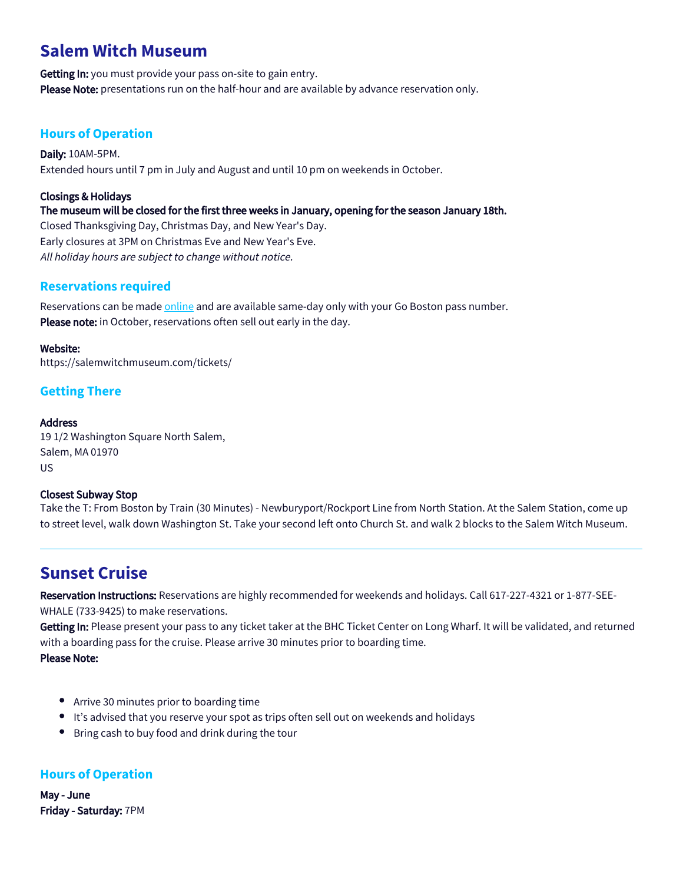## Salem Witch Museum

**Getting In:** you must provide your pass on-site to gain entry.
**Please Note:** presentations run on the half-hour and are available by advance reservation only.

### Hours of Operation

**Daily:** 10AM-5PM.
Extended hours until 7 pm in July and August and until 10 pm on weekends in October.

**Closings & Holidays**
**The museum will be closed for the first three weeks in January, opening for the season January 18th.**
Closed Thanksgiving Day, Christmas Day, and New Year's Day.
Early closures at 3PM on Christmas Eve and New Year's Eve.
*All holiday hours are subject to change without notice.*

### Reservations required

Reservations can be made online and are available same-day only with your Go Boston pass number.
**Please note:** in October, reservations often sell out early in the day.

**Website:**
https://salemwitchmuseum.com/tickets/

### Getting There

**Address**
19 1/2 Washington Square North Salem,
Salem, MA 01970
US

**Closest Subway Stop**
Take the T: From Boston by Train (30 Minutes) - Newburyport/Rockport Line from North Station. At the Salem Station, come up to street level, walk down Washington St. Take your second left onto Church St. and walk 2 blocks to the Salem Witch Museum.

---

## Sunset Cruise

**Reservation Instructions:** Reservations are highly recommended for weekends and holidays. Call 617-227-4321 or 1-877-SEE-WHALE (733-9425) to make reservations.
**Getting In:** Please present your pass to any ticket taker at the BHC Ticket Center on Long Wharf. It will be validated, and returned with a boarding pass for the cruise. Please arrive 30 minutes prior to boarding time.
**Please Note:**

- Arrive 30 minutes prior to boarding time
- It's advised that you reserve your spot as trips often sell out on weekends and holidays
- Bring cash to buy food and drink during the tour

### Hours of Operation

**May - June**
**Friday - Saturday:** 7PM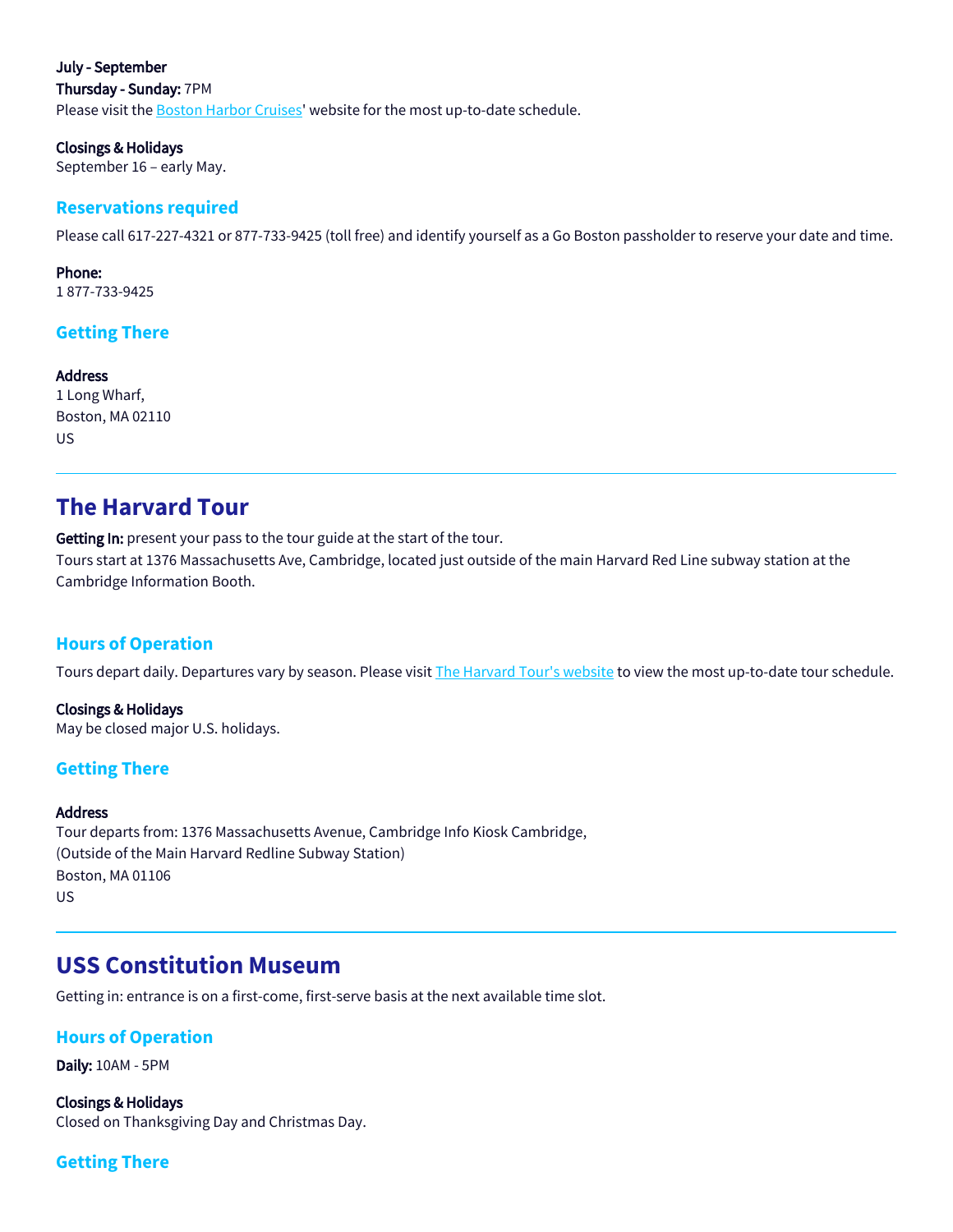**July - September**
**Thursday - Sunday:** 7PM
Please visit the [Boston Harbor Cruises]' website for the most up-to-date schedule.

**Closings & Holidays**
September 16 – early May.

### Reservations required

Please call 617-227-4321 or 877-733-9425 (toll free) and identify yourself as a Go Boston passholder to reserve your date and time.

**Phone:**
1 877-733-9425

### Getting There

**Address**
1 Long Wharf,
Boston, MA 02110
US

---

## The Harvard Tour

**Getting In:** present your pass to the tour guide at the start of the tour.
Tours start at 1376 Massachusetts Ave, Cambridge, located just outside of the main Harvard Red Line subway station at the Cambridge Information Booth.

### Hours of Operation

Tours depart daily. Departures vary by season. Please visit The Harvard Tour's website to view the most up-to-date tour schedule.

**Closings & Holidays**
May be closed major U.S. holidays.

### Getting There

**Address**
Tour departs from: 1376 Massachusetts Avenue, Cambridge Info Kiosk Cambridge,
(Outside of the Main Harvard Redline Subway Station)
Boston, MA 01106
US

---

## USS Constitution Museum

Getting in: entrance is on a first-come, first-serve basis at the next available time slot.

### Hours of Operation

**Daily:** 10AM - 5PM

**Closings & Holidays**
Closed on Thanksgiving Day and Christmas Day.

### Getting There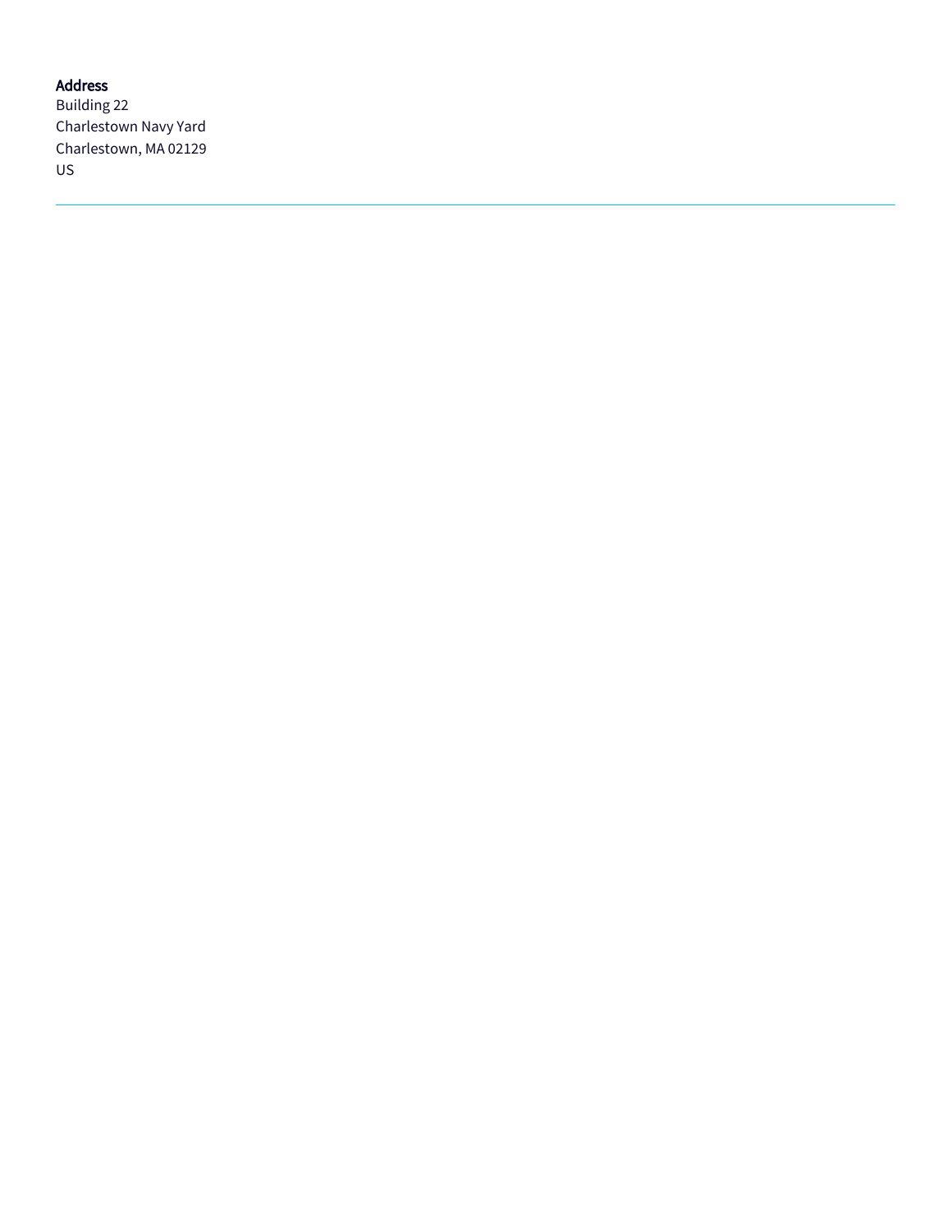**Address**

Building 22
Charlestown Navy Yard
Charlestown, MA 02129
US

---